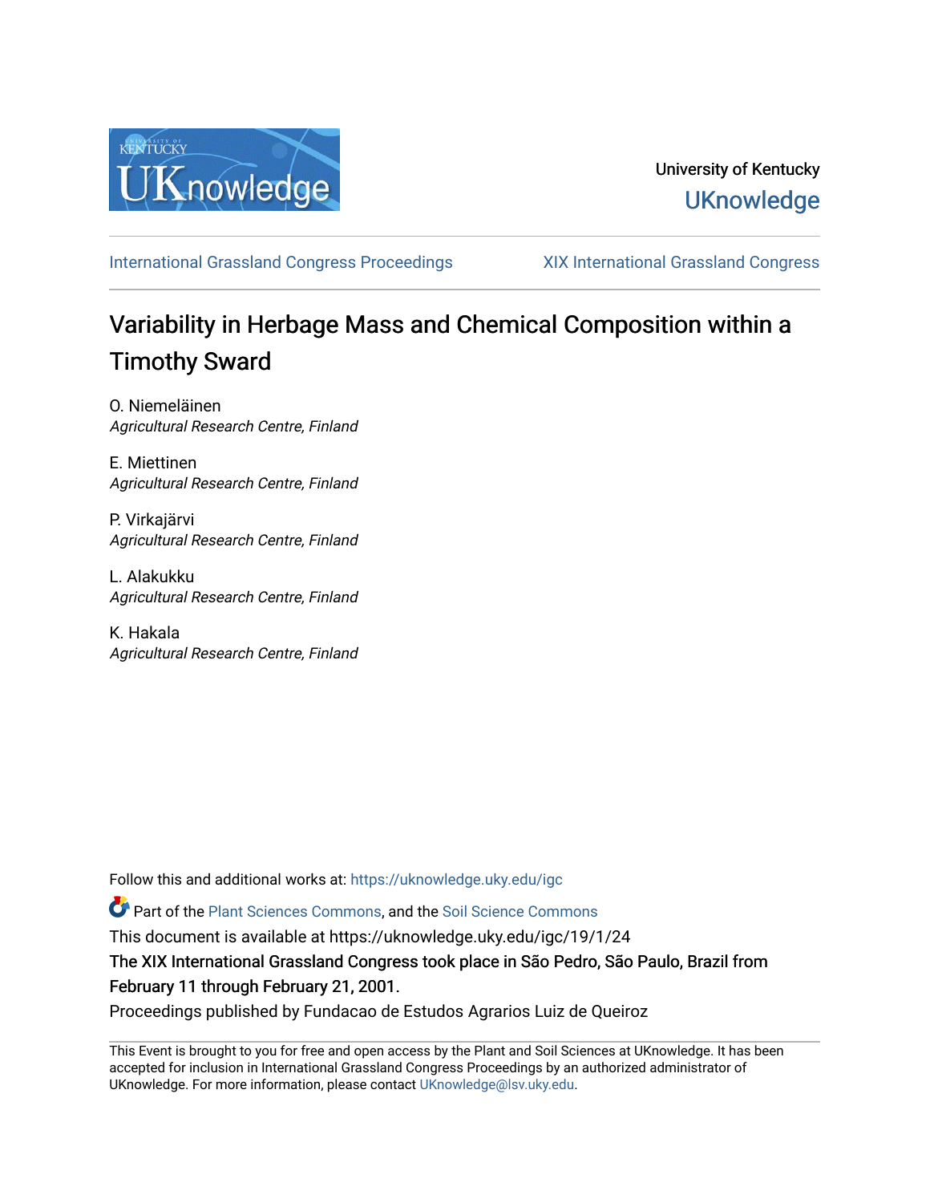University of Kentucky

UKnowledge

International Grassland Congress Proceedings | XIX International Grassland Congress

# Variability in Herbage Mass and Chemical Composition within a Timothy Sward

O. Niemeläinen
*Agricultural Research Centre, Finland*

E. Miettinen
*Agricultural Research Centre, Finland*

P. Virkajärvi
*Agricultural Research Centre, Finland*

L. Alakukku
*Agricultural Research Centre, Finland*

K. Hakala
*Agricultural Research Centre, Finland*

Follow this and additional works at: https://uknowledge.uky.edu/igc

Part of the Plant Sciences Commons, and the Soil Science Commons

This document is available at https://uknowledge.uky.edu/igc/19/1/24

The XIX International Grassland Congress took place in São Pedro, São Paulo, Brazil from February 11 through February 21, 2001.

Proceedings published by Fundacao de Estudos Agrarios Luiz de Queiroz

This Event is brought to you for free and open access by the Plant and Soil Sciences at UKnowledge. It has been accepted for inclusion in International Grassland Congress Proceedings by an authorized administrator of UKnowledge. For more information, please contact UKnowledge@lsv.uky.edu.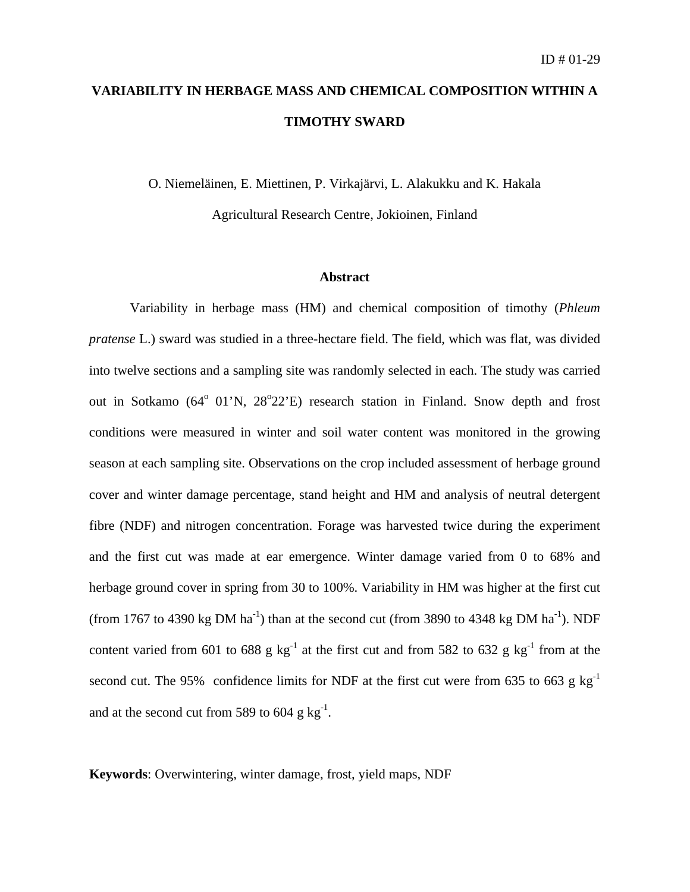ID # 01-29

# VARIABILITY IN HERBAGE MASS AND CHEMICAL COMPOSITION WITHIN A TIMOTHY SWARD

O. Niemeläinen, E. Miettinen, P. Virkajärvi, L. Alakukku and K. Hakala

Agricultural Research Centre, Jokioinen, Finland

## Abstract

Variability in herbage mass (HM) and chemical composition of timothy (*Phleum pratense* L.) sward was studied in a three-hectare field. The field, which was flat, was divided into twelve sections and a sampling site was randomly selected in each. The study was carried out in Sotkamo (64$^{o}$ 01'N, 28$^{o}$22'E) research station in Finland. Snow depth and frost conditions were measured in winter and soil water content was monitored in the growing season at each sampling site. Observations on the crop included assessment of herbage ground cover and winter damage percentage, stand height and HM and analysis of neutral detergent fibre (NDF) and nitrogen concentration. Forage was harvested twice during the experiment and the first cut was made at ear emergence. Winter damage varied from 0 to 68% and herbage ground cover in spring from 30 to 100%. Variability in HM was higher at the first cut (from 1767 to 4390 kg DM ha$^{-1}$) than at the second cut (from 3890 to 4348 kg DM ha$^{-1}$). NDF content varied from 601 to 688 g kg$^{-1}$ at the first cut and from 582 to 632 g kg$^{-1}$ from at the second cut. The 95% confidence limits for NDF at the first cut were from 635 to 663 g kg$^{-1}$ and at the second cut from 589 to 604 g kg$^{-1}$.

**Keywords**: Overwintering, winter damage, frost, yield maps, NDF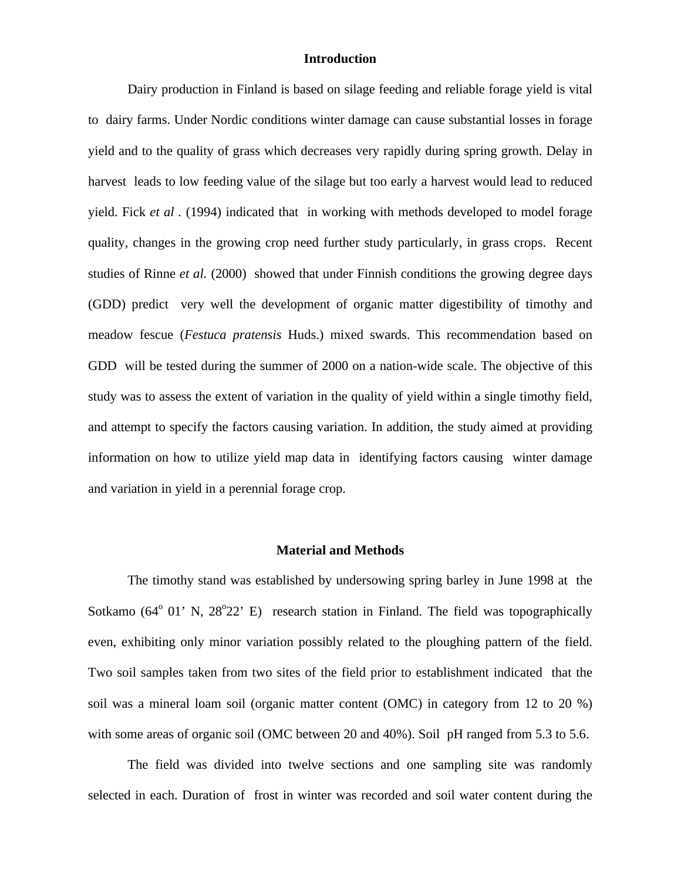## Introduction

Dairy production in Finland is based on silage feeding and reliable forage yield is vital to dairy farms. Under Nordic conditions winter damage can cause substantial losses in forage yield and to the quality of grass which decreases very rapidly during spring growth. Delay in harvest leads to low feeding value of the silage but too early a harvest would lead to reduced yield. Fick *et al* . (1994) indicated that in working with methods developed to model forage quality, changes in the growing crop need further study particularly, in grass crops. Recent studies of Rinne *et al.* (2000) showed that under Finnish conditions the growing degree days (GDD) predict very well the development of organic matter digestibility of timothy and meadow fescue (*Festuca pratensis* Huds.) mixed swards. This recommendation based on GDD will be tested during the summer of 2000 on a nation-wide scale. The objective of this study was to assess the extent of variation in the quality of yield within a single timothy field, and attempt to specify the factors causing variation. In addition, the study aimed at providing information on how to utilize yield map data in identifying factors causing winter damage and variation in yield in a perennial forage crop.

## Material and Methods

The timothy stand was established by undersowing spring barley in June 1998 at the Sotkamo (64$^{o}$ 01' N, 28$^{o}$22' E) research station in Finland. The field was topographically even, exhibiting only minor variation possibly related to the ploughing pattern of the field. Two soil samples taken from two sites of the field prior to establishment indicated that the soil was a mineral loam soil (organic matter content (OMC) in category from 12 to 20 %) with some areas of organic soil (OMC between 20 and 40%). Soil pH ranged from 5.3 to 5.6.

The field was divided into twelve sections and one sampling site was randomly selected in each. Duration of frost in winter was recorded and soil water content during the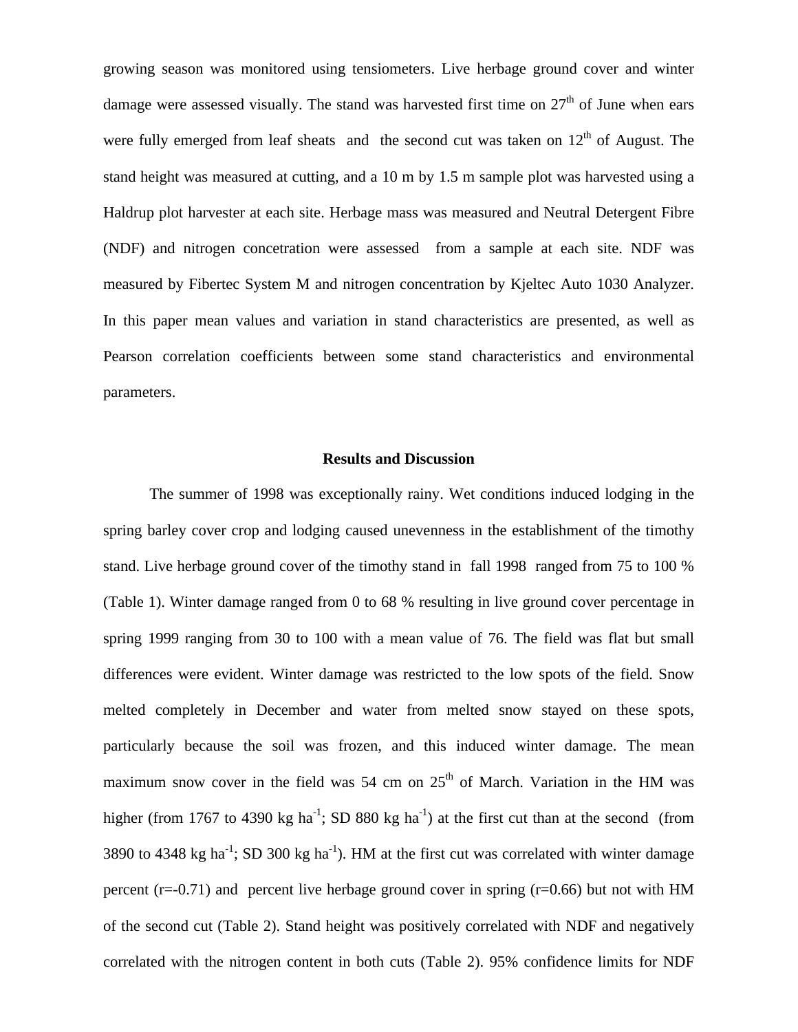growing season was monitored using tensiometers. Live herbage ground cover and winter damage were assessed visually. The stand was harvested first time on 27th of June when ears were fully emerged from leaf sheats and the second cut was taken on 12th of August. The stand height was measured at cutting, and a 10 m by 1.5 m sample plot was harvested using a Haldrup plot harvester at each site. Herbage mass was measured and Neutral Detergent Fibre (NDF) and nitrogen concetration were assessed from a sample at each site. NDF was measured by Fibertec System M and nitrogen concentration by Kjeltec Auto 1030 Analyzer. In this paper mean values and variation in stand characteristics are presented, as well as Pearson correlation coefficients between some stand characteristics and environmental parameters.

## Results and Discussion

The summer of 1998 was exceptionally rainy. Wet conditions induced lodging in the spring barley cover crop and lodging caused unevenness in the establishment of the timothy stand. Live herbage ground cover of the timothy stand in fall 1998 ranged from 75 to 100 % (Table 1). Winter damage ranged from 0 to 68 % resulting in live ground cover percentage in spring 1999 ranging from 30 to 100 with a mean value of 76. The field was flat but small differences were evident. Winter damage was restricted to the low spots of the field. Snow melted completely in December and water from melted snow stayed on these spots, particularly because the soil was frozen, and this induced winter damage. The mean maximum snow cover in the field was 54 cm on 25th of March. Variation in the HM was higher (from 1767 to 4390 kg ha$^{-1}$; SD 880 kg ha$^{-1}$) at the first cut than at the second (from 3890 to 4348 kg ha$^{-1}$; SD 300 kg ha$^{-1}$). HM at the first cut was correlated with winter damage percent ($r=-0.71$) and percent live herbage ground cover in spring ($r=0.66$) but not with HM of the second cut (Table 2). Stand height was positively correlated with NDF and negatively correlated with the nitrogen content in both cuts (Table 2). 95% confidence limits for NDF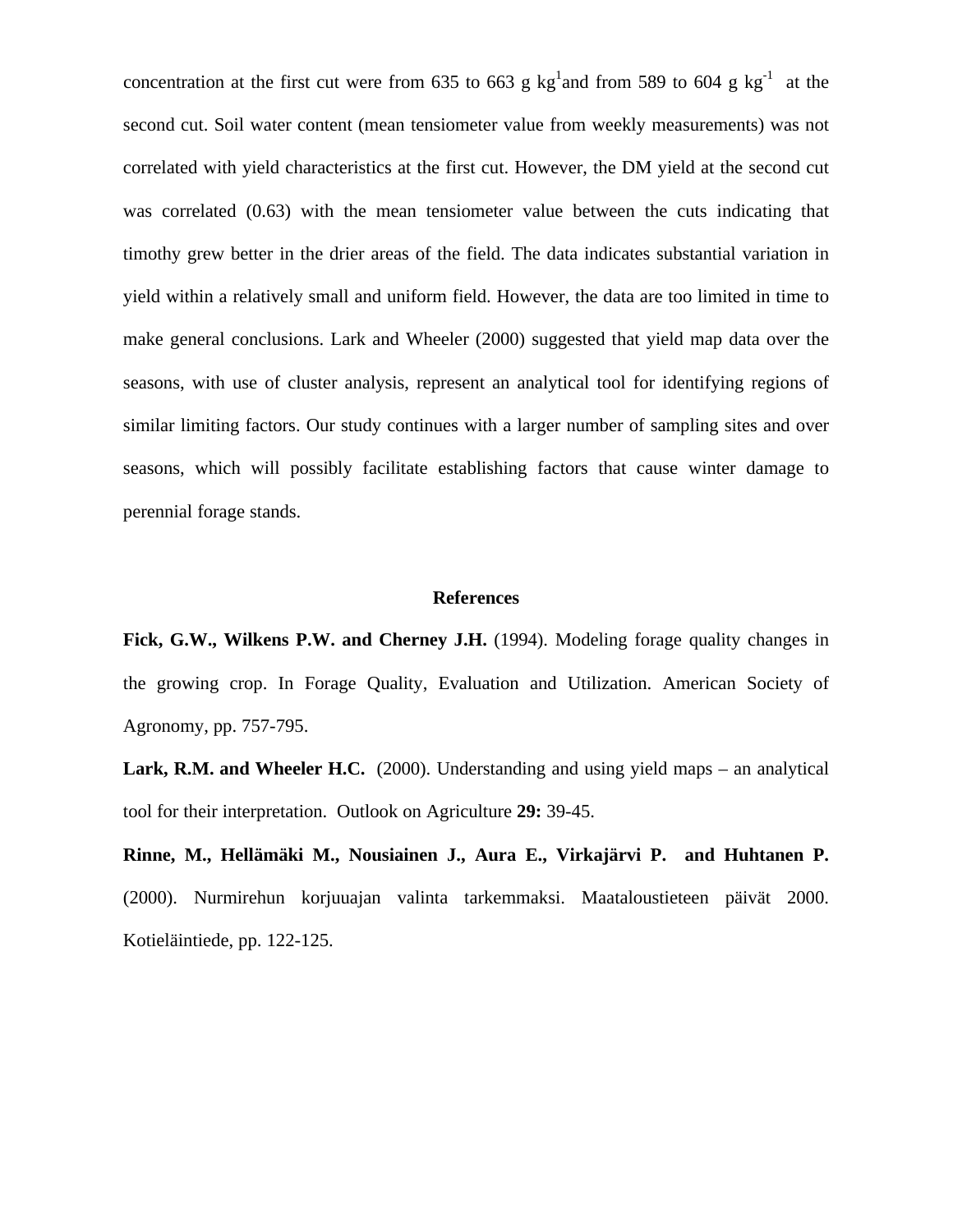concentration at the first cut were from 635 to 663 g $kg^{1}$and from 589 to 604 g $kg^{-1}$ at the second cut. Soil water content (mean tensiometer value from weekly measurements) was not correlated with yield characteristics at the first cut. However, the DM yield at the second cut was correlated (0.63) with the mean tensiometer value between the cuts indicating that timothy grew better in the drier areas of the field. The data indicates substantial variation in yield within a relatively small and uniform field. However, the data are too limited in time to make general conclusions. Lark and Wheeler (2000) suggested that yield map data over the seasons, with use of cluster analysis, represent an analytical tool for identifying regions of similar limiting factors. Our study continues with a larger number of sampling sites and over seasons, which will possibly facilitate establishing factors that cause winter damage to perennial forage stands.

## References

**Fick, G.W., Wilkens P.W. and Cherney J.H.** (1994). Modeling forage quality changes in the growing crop. In Forage Quality, Evaluation and Utilization. American Society of Agronomy, pp. 757-795.

**Lark, R.M. and Wheeler H.C.** (2000). Understanding and using yield maps – an analytical tool for their interpretation. Outlook on Agriculture **29:** 39-45.

**Rinne, M., Hellämäki M., Nousiainen J., Aura E., Virkajärvi P. and Huhtanen P.** (2000). Nurmirehun korjuuajan valinta tarkemmaksi. Maataloustieteen päivät 2000. Kotieläintiede, pp. 122-125.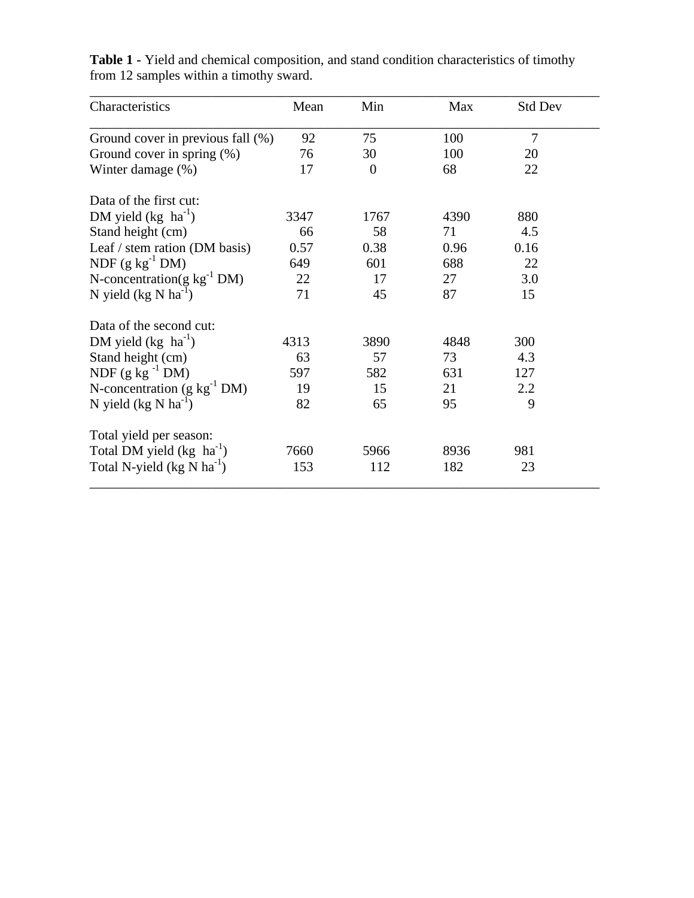**Table 1 -** Yield and chemical composition, and stand condition characteristics of timothy from 12 samples within a timothy sward.

| Characteristics | Mean | Min | Max | Std Dev |
|---|---|---|---|---|
| Ground cover in previous fall (%) | 92 | 75 | 100 | 7 |
| Ground cover in spring (%) | 76 | 30 | 100 | 20 |
| Winter damage (%) | 17 | 0 | 68 | 22 |
| Data of the first cut: | | | | |
| DM yield (kg $ha^{-1}$) | 3347 | 1767 | 4390 | 880 |
| Stand height (cm) | 66 | 58 | 71 | 4.5 |
| Leaf / stem ration (DM basis) | 0.57 | 0.38 | 0.96 | 0.16 |
| NDF (g $kg^{-1}$ DM) | 649 | 601 | 688 | 22 |
| N-concentration(g $kg^{-1}$ DM) | 22 | 17 | 27 | 3.0 |
| N yield (kg N $ha^{-1}$) | 71 | 45 | 87 | 15 |
| Data of the second cut: | | | | |
| DM yield (kg $ha^{-1}$) | 4313 | 3890 | 4848 | 300 |
| Stand height (cm) | 63 | 57 | 73 | 4.3 |
| NDF (g $kg^{-1}$ DM) | 597 | 582 | 631 | 127 |
| N-concentration (g $kg^{-1}$ DM) | 19 | 15 | 21 | 2.2 |
| N yield (kg N $ha^{-1}$) | 82 | 65 | 95 | 9 |
| Total yield per season: | | | | |
| Total DM yield (kg $ha^{-1}$) | 7660 | 5966 | 8936 | 981 |
| Total N-yield (kg N $ha^{-1}$) | 153 | 112 | 182 | 23 |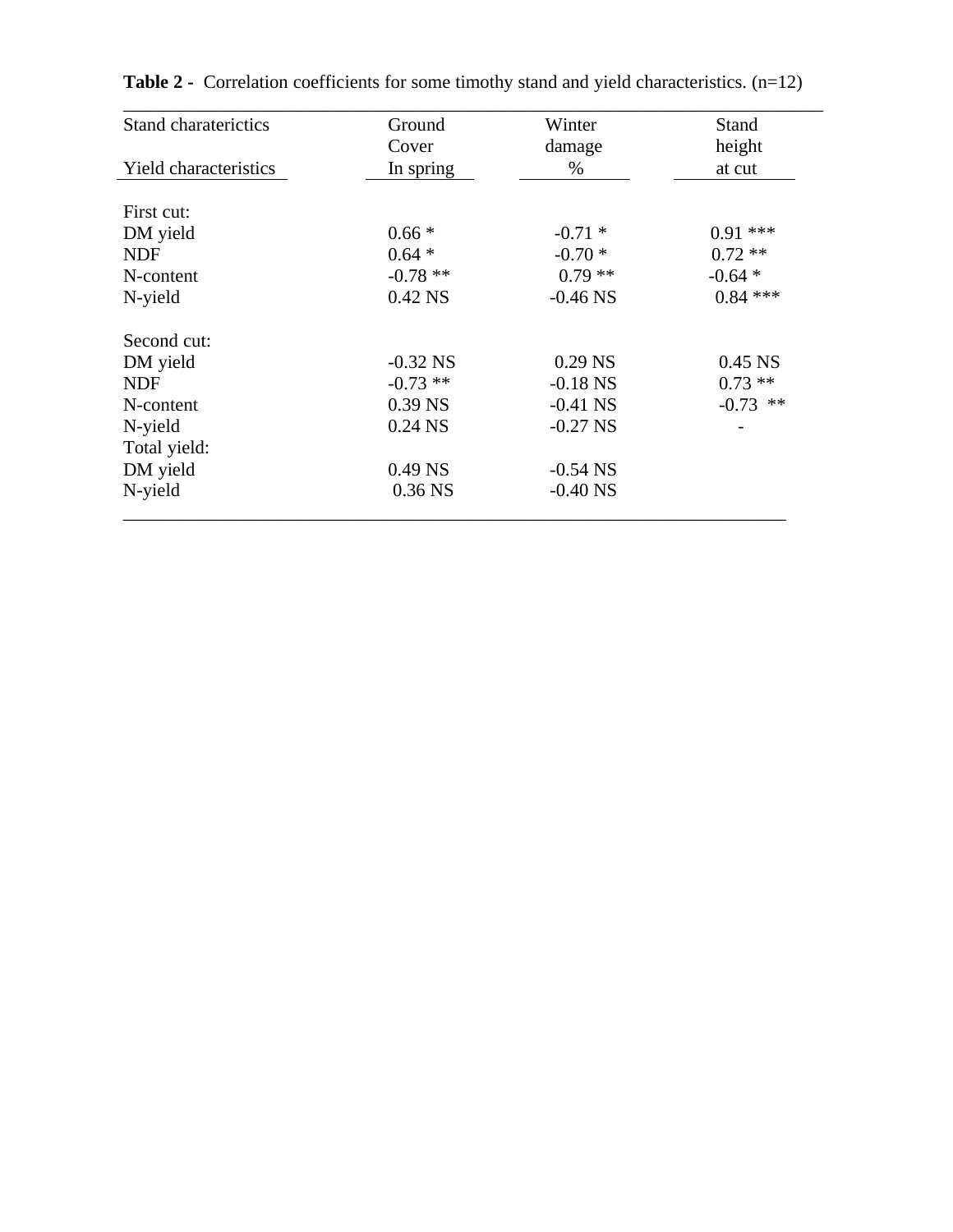**Table 2 -** Correlation coefficients for some timothy stand and yield characteristics. (n=12)

| Stand charaterictics / Yield characteristics | Ground Cover In spring | Winter damage % | Stand height at cut |
|---|---|---|---|
| First cut: | | | |
| DM yield | 0.66 * | -0.71 * | 0.91 *** |
| NDF | 0.64 * | -0.70 * | 0.72 ** |
| N-content | -0.78 ** | 0.79 ** | -0.64 * |
| N-yield | 0.42 NS | -0.46 NS | 0.84 *** |
| Second cut: | | | |
| DM yield | -0.32 NS | 0.29 NS | 0.45 NS |
| NDF | -0.73 ** | -0.18 NS | 0.73 ** |
| N-content | 0.39 NS | -0.41 NS | -0.73 ** |
| N-yield | 0.24 NS | -0.27 NS | - |
| Total yield: | | | |
| DM yield | 0.49 NS | -0.54 NS | |
| N-yield | 0.36 NS | -0.40 NS | |